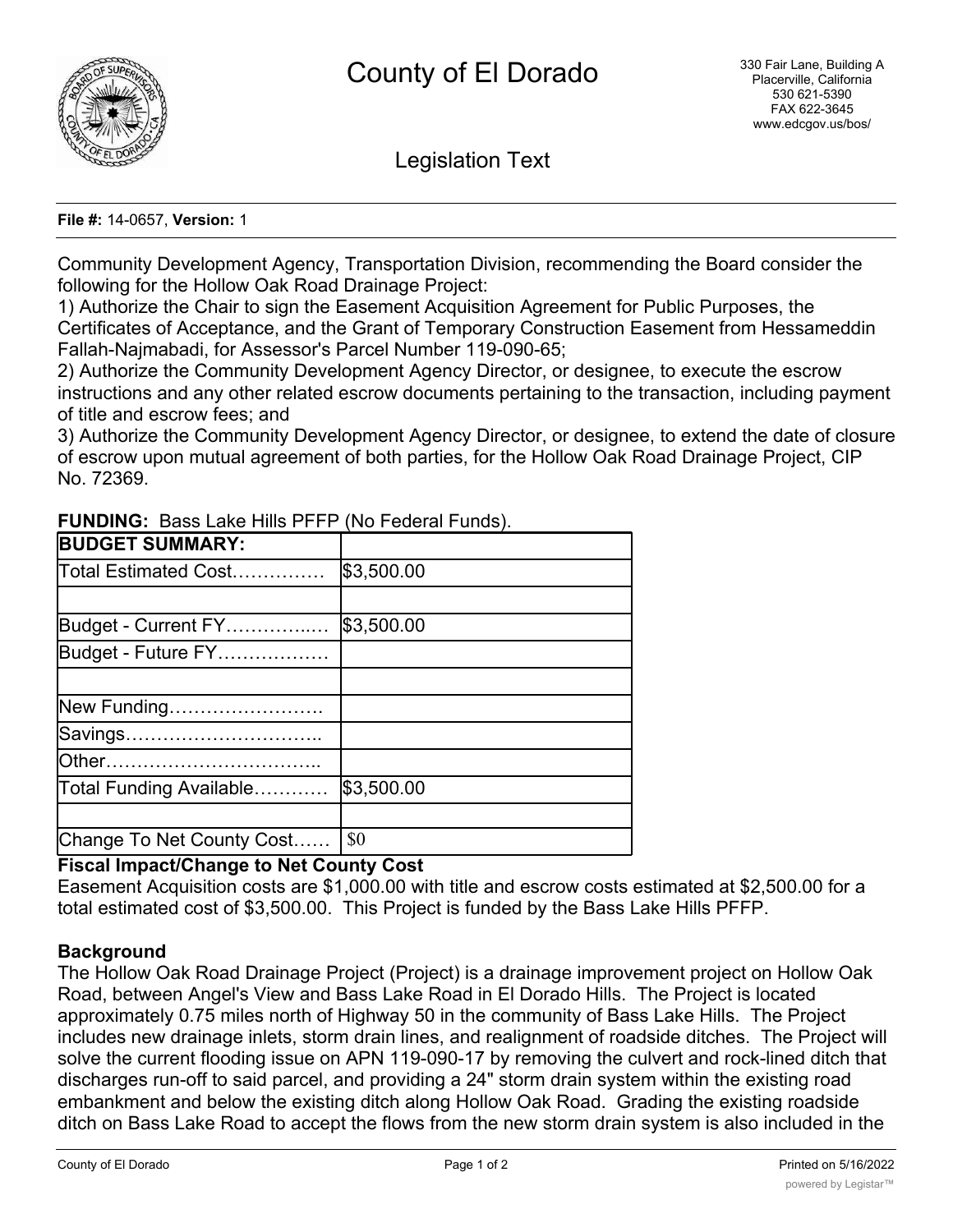# County of El Dorado

330 Fair Lane, Building A
Placerville, California
530 621-5390
FAX 622-3645
www.edcgov.us/bos/

## Legislation Text

**File #:** 14-0657, **Version:** 1

Community Development Agency, Transportation Division, recommending the Board consider the following for the Hollow Oak Road Drainage Project:
1) Authorize the Chair to sign the Easement Acquisition Agreement for Public Purposes, the Certificates of Acceptance, and the Grant of Temporary Construction Easement from Hessameddin Fallah-Najmabadi, for Assessor's Parcel Number 119-090-65;
2) Authorize the Community Development Agency Director, or designee, to execute the escrow instructions and any other related escrow documents pertaining to the transaction, including payment of title and escrow fees; and
3) Authorize the Community Development Agency Director, or designee, to extend the date of closure of escrow upon mutual agreement of both parties, for the Hollow Oak Road Drainage Project, CIP No. 72369.

**FUNDING:** Bass Lake Hills PFFP (No Federal Funds).

| **BUDGET SUMMARY:** | |
|---|---|
| Total Estimated Cost…………… | $3,500.00 |
| | |
| Budget - Current FY…………..… | $3,500.00 |
| Budget - Future FY……………… | |
| | |
| New Funding……………………. | |
| Savings………………………….. | |
| Other…………………………….. | |
| Total Funding Available………… | $3,500.00 |
| | |
| Change To Net County Cost…… | $0 |

**Fiscal Impact/Change to Net County Cost**

Easement Acquisition costs are $1,000.00 with title and escrow costs estimated at $2,500.00 for a total estimated cost of $3,500.00. This Project is funded by the Bass Lake Hills PFFP.

**Background**

The Hollow Oak Road Drainage Project (Project) is a drainage improvement project on Hollow Oak Road, between Angel's View and Bass Lake Road in El Dorado Hills. The Project is located approximately 0.75 miles north of Highway 50 in the community of Bass Lake Hills. The Project includes new drainage inlets, storm drain lines, and realignment of roadside ditches. The Project will solve the current flooding issue on APN 119-090-17 by removing the culvert and rock-lined ditch that discharges run-off to said parcel, and providing a 24" storm drain system within the existing road embankment and below the existing ditch along Hollow Oak Road. Grading the existing roadside ditch on Bass Lake Road to accept the flows from the new storm drain system is also included in the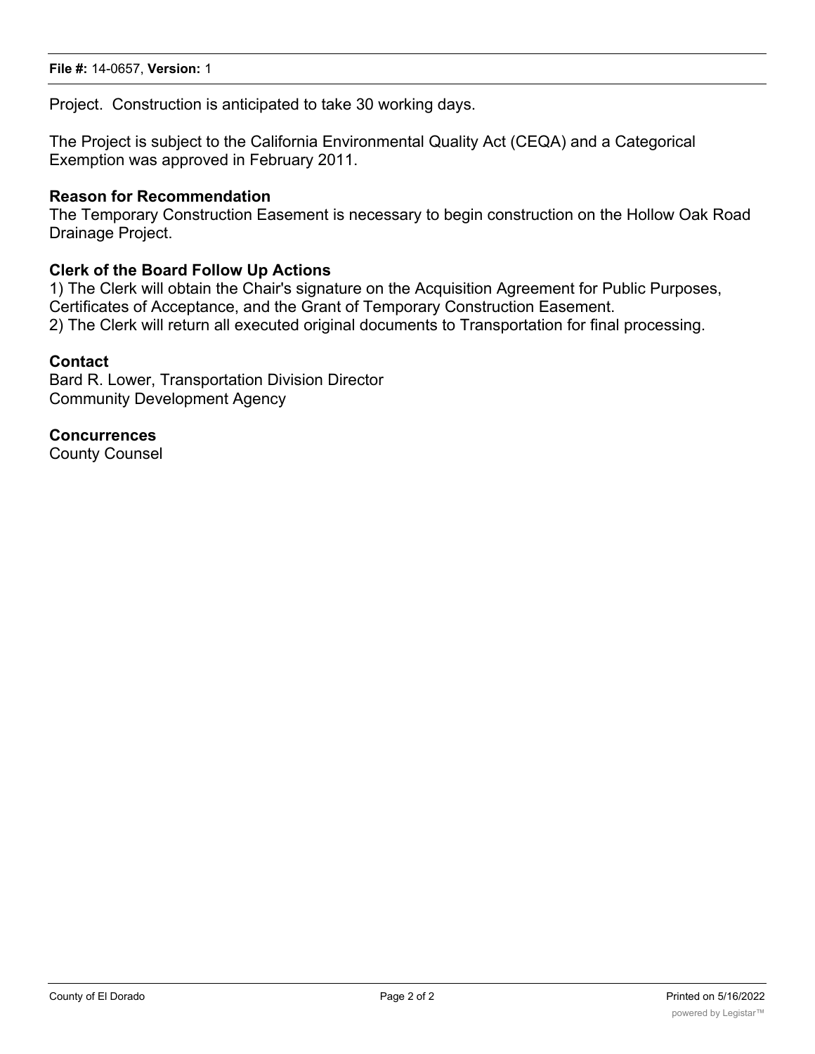Project.  Construction is anticipated to take 30 working days.

The Project is subject to the California Environmental Quality Act (CEQA) and a Categorical Exemption was approved in February 2011.

**Reason for Recommendation**

The Temporary Construction Easement is necessary to begin construction on the Hollow Oak Road Drainage Project.

**Clerk of the Board Follow Up Actions**

1) The Clerk will obtain the Chair's signature on the Acquisition Agreement for Public Purposes, Certificates of Acceptance, and the Grant of Temporary Construction Easement.
2) The Clerk will return all executed original documents to Transportation for final processing.

**Contact**

Bard R. Lower, Transportation Division Director
Community Development Agency

**Concurrences**

County Counsel